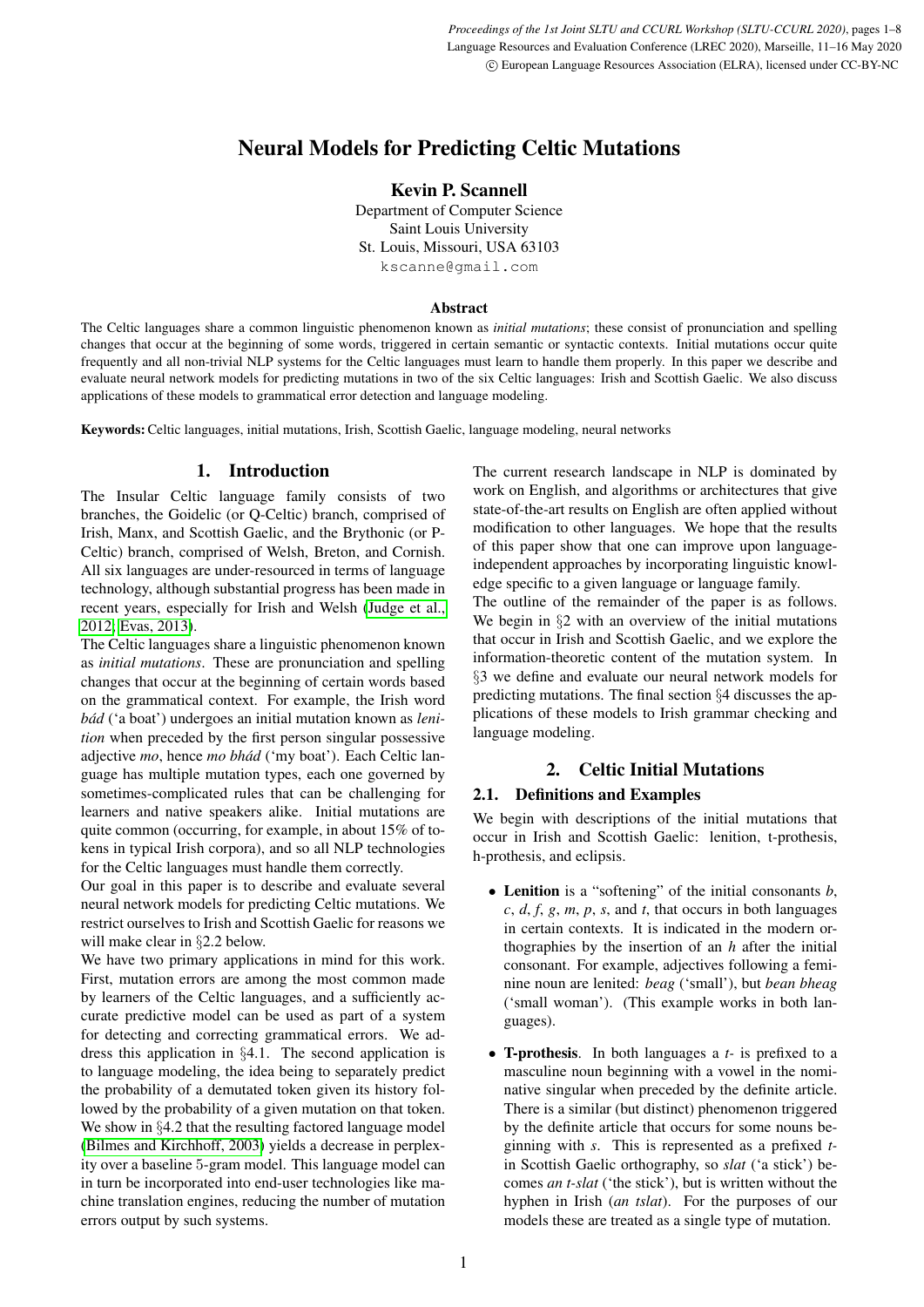# Neural Models for Predicting Celtic Mutations

**Kevin P. Scannell**

Department of Computer Science
Saint Louis University
St. Louis, Missouri, USA 63103
kscanne@gmail.com

### Abstract

The Celtic languages share a common linguistic phenomenon known as *initial mutations*; these consist of pronunciation and spelling changes that occur at the beginning of some words, triggered in certain semantic or syntactic contexts. Initial mutations occur quite frequently and all non-trivial NLP systems for the Celtic languages must learn to handle them properly. In this paper we describe and evaluate neural network models for predicting mutations in two of the six Celtic languages: Irish and Scottish Gaelic. We also discuss applications of these models to grammatical error detection and language modeling.

**Keywords:** Celtic languages, initial mutations, Irish, Scottish Gaelic, language modeling, neural networks

## 1. Introduction

The Insular Celtic language family consists of two branches, the Goidelic (or Q-Celtic) branch, comprised of Irish, Manx, and Scottish Gaelic, and the Brythonic (or P-Celtic) branch, comprised of Welsh, Breton, and Cornish. All six languages are under-resourced in terms of language technology, although substantial progress has been made in recent years, especially for Irish and Welsh (Judge et al., 2012; Evas, 2013).

The Celtic languages share a linguistic phenomenon known as *initial mutations*. These are pronunciation and spelling changes that occur at the beginning of certain words based on the grammatical context. For example, the Irish word *bád* ('a boat') undergoes an initial mutation known as *lenition* when preceded by the first person singular possessive adjective *mo*, hence *mo bhád* ('my boat'). Each Celtic language has multiple mutation types, each one governed by sometimes-complicated rules that can be challenging for learners and native speakers alike. Initial mutations are quite common (occurring, for example, in about 15% of tokens in typical Irish corpora), and so all NLP technologies for the Celtic languages must handle them correctly.

Our goal in this paper is to describe and evaluate several neural network models for predicting Celtic mutations. We restrict ourselves to Irish and Scottish Gaelic for reasons we will make clear in §2.2 below.

We have two primary applications in mind for this work. First, mutation errors are among the most common made by learners of the Celtic languages, and a sufficiently accurate predictive model can be used as part of a system for detecting and correcting grammatical errors. We address this application in §4.1. The second application is to language modeling, the idea being to separately predict the probability of a demutated token given its history followed by the probability of a given mutation on that token. We show in §4.2 that the resulting factored language model (Bilmes and Kirchhoff, 2003) yields a decrease in perplexity over a baseline 5-gram model. This language model can in turn be incorporated into end-user technologies like machine translation engines, reducing the number of mutation errors output by such systems.

The current research landscape in NLP is dominated by work on English, and algorithms or architectures that give state-of-the-art results on English are often applied without modification to other languages. We hope that the results of this paper show that one can improve upon language-independent approaches by incorporating linguistic knowledge specific to a given language or language family.

The outline of the remainder of the paper is as follows. We begin in §2 with an overview of the initial mutations that occur in Irish and Scottish Gaelic, and we explore the information-theoretic content of the mutation system. In §3 we define and evaluate our neural network models for predicting mutations. The final section §4 discusses the applications of these models to Irish grammar checking and language modeling.

## 2. Celtic Initial Mutations

### 2.1. Definitions and Examples

We begin with descriptions of the initial mutations that occur in Irish and Scottish Gaelic: lenition, t-prothesis, h-prothesis, and eclipsis.

- **Lenition** is a "softening" of the initial consonants *b*, *c*, *d*, *f*, *g*, *m*, *p*, *s*, and *t*, that occurs in both languages in certain contexts. It is indicated in the modern orthographies by the insertion of an *h* after the initial consonant. For example, adjectives following a feminine noun are lenited: *beag* ('small'), but *bean bheag* ('small woman'). (This example works in both languages).
- **T-prothesis**. In both languages a *t-* is prefixed to a masculine noun beginning with a vowel in the nominative singular when preceded by the definite article. There is a similar (but distinct) phenomenon triggered by the definite article that occurs for some nouns beginning with *s*. This is represented as a prefixed *t-* in Scottish Gaelic orthography, so *slat* ('a stick') becomes *an t-slat* ('the stick'), but is written without the hyphen in Irish (*an tslat*). For the purposes of our models these are treated as a single type of mutation.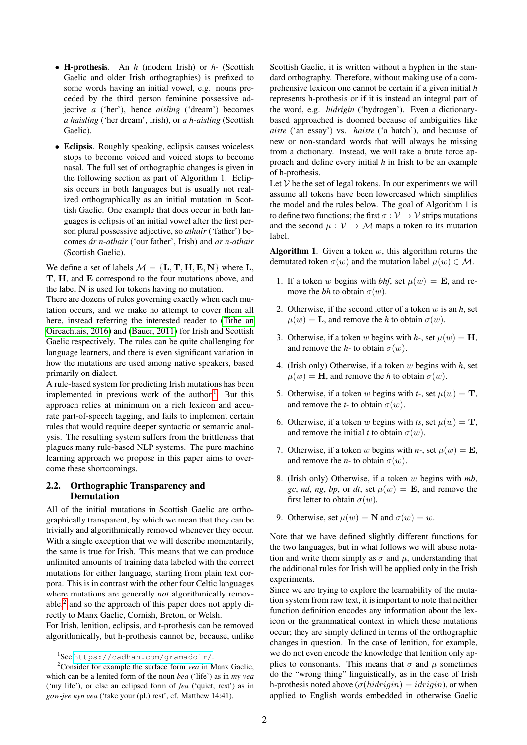- **H-prothesis**. An *h* (modern Irish) or *h-* (Scottish Gaelic and older Irish orthographies) is prefixed to some words having an initial vowel, e.g. nouns preceded by the third person feminine possessive adjective *a* ('her'), hence *aisling* ('dream') becomes *a haisling* ('her dream', Irish), or *a h-aisling* (Scottish Gaelic).

- **Eclipsis**. Roughly speaking, eclipsis causes voiceless stops to become voiced and voiced stops to become nasal. The full set of orthographic changes is given in the following section as part of Algorithm 1. Eclipsis occurs in both languages but is usually not realized orthographically as an initial mutation in Scottish Gaelic. One example that does occur in both languages is eclipsis of an initial vowel after the first person plural possessive adjective, so *athair* ('father') becomes *ár n-athair* ('our father', Irish) and *ar n-athair* (Scottish Gaelic).

We define a set of labels $\mathcal{M} = \{\mathbf{L}, \mathbf{T}, \mathbf{H}, \mathbf{E}, \mathbf{N}\}$ where $\mathbf{L}$, $\mathbf{T}$, $\mathbf{H}$, and $\mathbf{E}$ correspond to the four mutations above, and the label $\mathbf{N}$ is used for tokens having no mutation.

There are dozens of rules governing exactly when each mutation occurs, and we make no attempt to cover them all here, instead referring the interested reader to (Tithe an Oireachtais, 2016) and (Bauer, 2011) for Irish and Scottish Gaelic respectively. The rules can be quite challenging for language learners, and there is even significant variation in how the mutations are used among native speakers, based primarily on dialect.

A rule-based system for predicting Irish mutations has been implemented in previous work of the author[1]. But this approach relies at minimum on a rich lexicon and accurate part-of-speech tagging, and fails to implement certain rules that would require deeper syntactic or semantic analysis. The resulting system suffers from the brittleness that plagues many rule-based NLP systems. The pure machine learning approach we propose in this paper aims to overcome these shortcomings.

## 2.2. Orthographic Transparency and Demutation

All of the initial mutations in Scottish Gaelic are orthographically transparent, by which we mean that they can be trivially and algorithmically removed whenever they occur. With a single exception that we will describe momentarily, the same is true for Irish. This means that we can produce unlimited amounts of training data labeled with the correct mutations for either language, starting from plain text corpora. This is in contrast with the other four Celtic languages where mutations are generally *not* algorithmically removable[2] and so the approach of this paper does not apply directly to Manx Gaelic, Cornish, Breton, or Welsh.

For Irish, lenition, eclipsis, and t-prothesis can be removed algorithmically, but h-prothesis cannot be, because, unlike Scottish Gaelic, it is written without a hyphen in the standard orthography. Therefore, without making use of a comprehensive lexicon one cannot be certain if a given initial *h* represents h-prothesis or if it is instead an integral part of the word, e.g. *hidrigin* ('hydrogen'). Even a dictionary-based approached is doomed because of ambiguities like *aiste* ('an essay') vs. *haiste* ('a hatch'), and because of new or non-standard words that will always be missing from a dictionary. Instead, we will take a brute force approach and define every initial *h* in Irish to be an example of h-prothesis.

Let $\mathcal{V}$ be the set of legal tokens. In our experiments we will assume all tokens have been lowercased which simplifies the model and the rules below. The goal of Algorithm 1 is to define two functions; the first $\sigma : \mathcal{V} \to \mathcal{V}$ strips mutations and the second $\mu : \mathcal{V} \to \mathcal{M}$ maps a token to its mutation label.

**Algorithm 1**. Given a token $w$, this algorithm returns the demutated token $\sigma(w)$ and the mutation label $\mu(w) \in \mathcal{M}$.

1. If a token $w$ begins with *bhf*, set $\mu(w) = \mathbf{E}$, and remove the *bh* to obtain $\sigma(w)$.
2. Otherwise, if the second letter of a token $w$ is an *h*, set $\mu(w) = \mathbf{L}$, and remove the *h* to obtain $\sigma(w)$.
3. Otherwise, if a token $w$ begins with *h-*, set $\mu(w) = \mathbf{H}$, and remove the *h-* to obtain $\sigma(w)$.
4. (Irish only) Otherwise, if a token $w$ begins with *h*, set $\mu(w) = \mathbf{H}$, and remove the *h* to obtain $\sigma(w)$.
5. Otherwise, if a token $w$ begins with *t-*, set $\mu(w) = \mathbf{T}$, and remove the *t-* to obtain $\sigma(w)$.
6. Otherwise, if a token $w$ begins with *ts*, set $\mu(w) = \mathbf{T}$, and remove the initial *t* to obtain $\sigma(w)$.
7. Otherwise, if a token $w$ begins with *n-*, set $\mu(w) = \mathbf{E}$, and remove the *n-* to obtain $\sigma(w)$.
8. (Irish only) Otherwise, if a token $w$ begins with *mb*, *gc*, *nd*, *ng*, *bp*, or *dt*, set $\mu(w) = \mathbf{E}$, and remove the first letter to obtain $\sigma(w)$.
9. Otherwise, set $\mu(w) = \mathbf{N}$ and $\sigma(w) = w$.

Note that we have defined slightly different functions for the two languages, but in what follows we will abuse notation and write them simply as $\sigma$ and $\mu$, understanding that the additional rules for Irish will be applied only in the Irish experiments.

Since we are trying to explore the learnability of the mutation system from raw text, it is important to note that neither function definition encodes any information about the lexicon or the grammatical context in which these mutations occur; they are simply defined in terms of the orthographic changes in question. In the case of lenition, for example, we do not even encode the knowledge that lenition only applies to consonants. This means that $\sigma$ and $\mu$ sometimes do the "wrong thing" linguistically, as in the case of Irish h-prothesis noted above ($\sigma(hidrigin) = idrigin$), or when applied to English words embedded in otherwise Gaelic

[1] See https://cadhan.com/gramadoir/

[2] Consider for example the surface form *vea* in Manx Gaelic, which can be a lenited form of the noun *bea* ('life') as in *my vea* ('my life'), or else an eclipsed form of *fea* ('quiet, rest') as in *gow-jee nyn vea* ('take your (pl.) rest', cf. Matthew 14:41).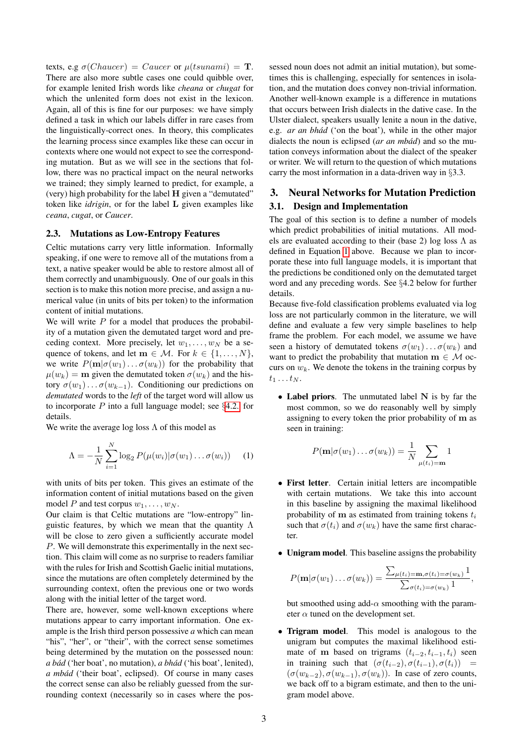texts, e.g $\sigma(Chaucer) = Caucer$ or $\mu(tsunami) = \mathbf{T}$. There are also more subtle cases one could quibble over, for example lenited Irish words like *cheana* or *chugat* for which the unlenited form does not exist in the lexicon. Again, all of this is fine for our purposes: we have simply defined a task in which our labels differ in rare cases from the linguistically-correct ones. In theory, this complicates the learning process since examples like these can occur in contexts where one would not expect to see the corresponding mutation. But as we will see in the sections that follow, there was no practical impact on the neural networks we trained; they simply learned to predict, for example, a (very) high probability for the label $\mathbf{H}$ given a "demutated" token like *idrigin*, or for the label $\mathbf{L}$ given examples like *ceana*, *cugat*, or *Caucer*.

### 2.3. Mutations as Low-Entropy Features

Celtic mutations carry very little information. Informally speaking, if one were to remove all of the mutations from a text, a native speaker would be able to restore almost all of them correctly and unambiguously. One of our goals in this section is to make this notion more precise, and assign a numerical value (in units of bits per token) to the information content of initial mutations.

We will write $P$ for a model that produces the probability of a mutation given the demutated target word and preceding context. More precisely, let $w_1, \ldots, w_N$ be a sequence of tokens, and let $\mathbf{m} \in \mathcal{M}$. For $k \in \{1, \ldots, N\}$, we write $P(\mathbf{m}|\sigma(w_1)\ldots\sigma(w_k))$ for the probability that $\mu(w_k) = \mathbf{m}$ given the demutated token $\sigma(w_k)$ and the history $\sigma(w_1)\ldots\sigma(w_{k-1})$. Conditioning our predictions on *demutated* words to the *left* of the target word will allow us to incorporate $P$ into a full language model; see §4.2. for details.

We write the average log loss $\Lambda$ of this model as

$$\Lambda = -\frac{1}{N}\sum_{i=1}^{N}\log_2 P(\mu(w_i)|\sigma(w_1)\ldots\sigma(w_i)) \qquad (1)$$

with units of bits per token. This gives an estimate of the information content of initial mutations based on the given model $P$ and test corpus $w_1, \ldots, w_N$.

Our claim is that Celtic mutations are "low-entropy" linguistic features, by which we mean that the quantity $\Lambda$ will be close to zero given a sufficiently accurate model $P$. We will demonstrate this experimentally in the next section. This claim will come as no surprise to readers familiar with the rules for Irish and Scottish Gaelic initial mutations, since the mutations are often completely determined by the surrounding context, often the previous one or two words along with the initial letter of the target word.

There are, however, some well-known exceptions where mutations appear to carry important information. One example is the Irish third person possessive *a* which can mean "his", "her", or "their", with the correct sense sometimes being determined by the mutation on the possessed noun: *a bád* ('her boat', no mutation), *a bhád* ('his boat', lenited), *a mbád* ('their boat', eclipsed). Of course in many cases the correct sense can also be reliably guessed from the surrounding context (necessarily so in cases where the possessed noun does not admit an initial mutation), but sometimes this is challenging, especially for sentences in isolation, and the mutation does convey non-trivial information. Another well-known example is a difference in mutations that occurs between Irish dialects in the dative case. In the Ulster dialect, speakers usually lenite a noun in the dative, e.g. *ar an bhád* ('on the boat'), while in the other major dialects the noun is eclipsed (*ar an mbád*) and so the mutation conveys information about the dialect of the speaker or writer. We will return to the question of which mutations carry the most information in a data-driven way in §3.3.

## 3. Neural Networks for Mutation Prediction

### 3.1. Design and Implementation

The goal of this section is to define a number of models which predict probabilities of initial mutations. All models are evaluated according to their (base 2) log loss $\Lambda$ as defined in Equation 1 above. Because we plan to incorporate these into full language models, it is important that the predictions be conditioned only on the demutated target word and any preceding words. See §4.2 below for further details.

Because five-fold classification problems evaluated via log loss are not particularly common in the literature, we will define and evaluate a few very simple baselines to help frame the problem. For each model, we assume we have seen a history of demutated tokens $\sigma(w_1)\ldots\sigma(w_k)$ and want to predict the probability that mutation $\mathbf{m} \in \mathcal{M}$ occurs on $w_k$. We denote the tokens in the training corpus by $t_1 \ldots t_N$.

- **Label priors**. The unmutated label $\mathbf{N}$ is by far the most common, so we do reasonably well by simply assigning to every token the prior probability of $\mathbf{m}$ as seen in training:

$$P(\mathbf{m}|\sigma(w_1)\ldots\sigma(w_k)) = \frac{1}{N}\sum_{\mu(t_i)=\mathbf{m}} 1$$

- **First letter**. Certain initial letters are incompatible with certain mutations. We take this into account in this baseline by assigning the maximal likelihood probability of $\mathbf{m}$ as estimated from training tokens $t_i$ such that $\sigma(t_i)$ and $\sigma(w_k)$ have the same first character.

- **Unigram model**. This baseline assigns the probability

$$P(\mathbf{m}|\sigma(w_1)\ldots\sigma(w_k)) = \frac{\sum_{\mu(t_i)=\mathbf{m},\sigma(t_i)=\sigma(w_k)} 1}{\sum_{\sigma(t_i)=\sigma(w_k)} 1},$$

but smoothed using add-$\alpha$ smoothing with the parameter $\alpha$ tuned on the development set.

- **Trigram model**. This model is analogous to the unigram but computes the maximal likelihood estimate of $\mathbf{m}$ based on trigrams $(t_{i-2}, t_{i-1}, t_i)$ seen in training such that $(\sigma(t_{i-2}), \sigma(t_{i-1}), \sigma(t_i)) = (\sigma(w_{k-2}), \sigma(w_{k-1}), \sigma(w_k))$. In case of zero counts, we back off to a bigram estimate, and then to the unigram model above.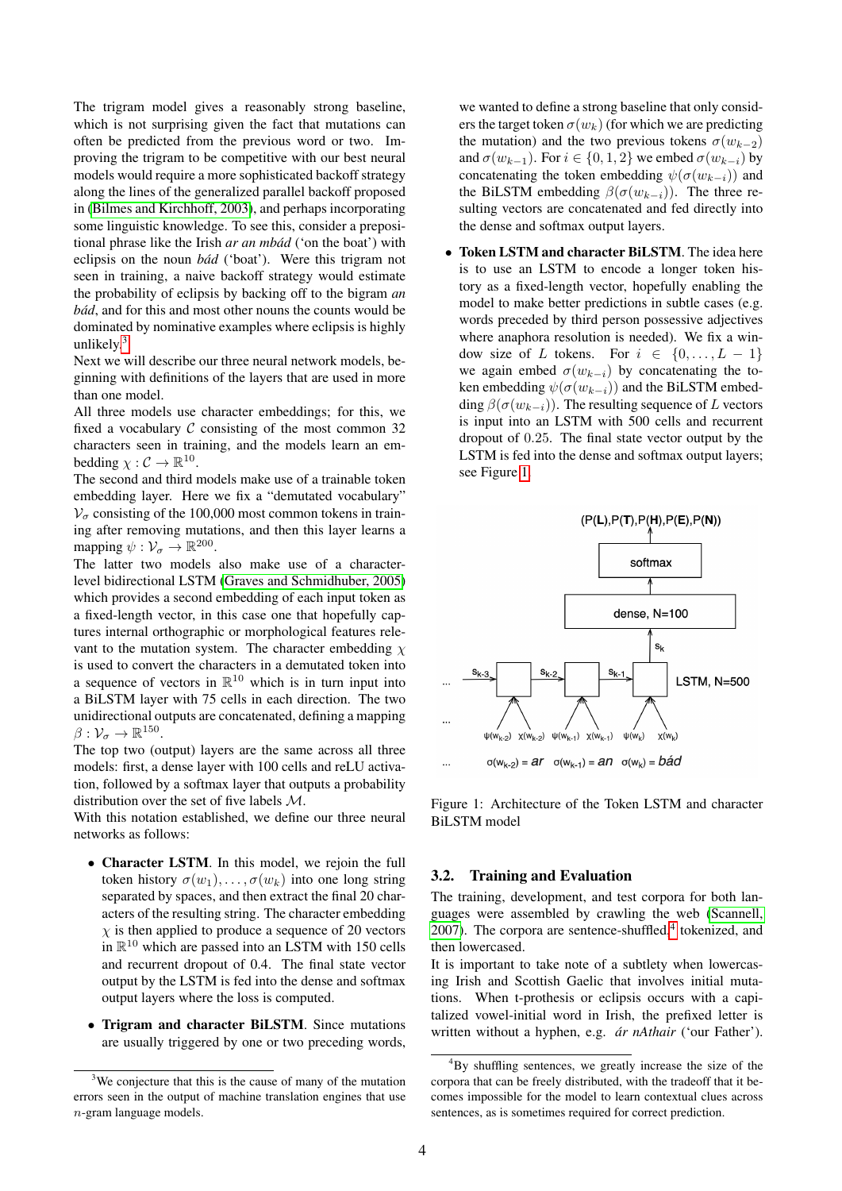The trigram model gives a reasonably strong baseline, which is not surprising given the fact that mutations can often be predicted from the previous word or two. Improving the trigram to be competitive with our best neural models would require a more sophisticated backoff strategy along the lines of the generalized parallel backoff proposed in (Bilmes and Kirchhoff, 2003), and perhaps incorporating some linguistic knowledge. To see this, consider a prepositional phrase like the Irish *ar an mbád* ('on the boat') with eclipsis on the noun *bád* ('boat'). Were this trigram not seen in training, a naive backoff strategy would estimate the probability of eclipsis by backing off to the bigram *an bád*, and for this and most other nouns the counts would be dominated by nominative examples where eclipsis is highly unlikely.[3]

Next we will describe our three neural network models, beginning with definitions of the layers that are used in more than one model.

All three models use character embeddings; for this, we fixed a vocabulary $\mathcal{C}$ consisting of the most common 32 characters seen in training, and the models learn an embedding $\chi : \mathcal{C} \to \mathbb{R}^{10}$.

The second and third models make use of a trainable token embedding layer. Here we fix a "demutated vocabulary" $\mathcal{V}_\sigma$ consisting of the 100,000 most common tokens in training after removing mutations, and then this layer learns a mapping $\psi : \mathcal{V}_\sigma \to \mathbb{R}^{200}$.

The latter two models also make use of a character-level bidirectional LSTM (Graves and Schmidhuber, 2005) which provides a second embedding of each input token as a fixed-length vector, in this case one that hopefully captures internal orthographic or morphological features relevant to the mutation system. The character embedding $\chi$ is used to convert the characters in a demutated token into a sequence of vectors in $\mathbb{R}^{10}$ which is in turn input into a BiLSTM layer with 75 cells in each direction. The two unidirectional outputs are concatenated, defining a mapping $\beta : \mathcal{V}_\sigma \to \mathbb{R}^{150}$.

The top two (output) layers are the same across all three models: first, a dense layer with 100 cells and reLU activation, followed by a softmax layer that outputs a probability distribution over the set of five labels $\mathcal{M}$.

With this notation established, we define our three neural networks as follows:

- **Character LSTM**. In this model, we rejoin the full token history $\sigma(w_1), \ldots, \sigma(w_k)$ into one long string separated by spaces, and then extract the final 20 characters of the resulting string. The character embedding $\chi$ is then applied to produce a sequence of 20 vectors in $\mathbb{R}^{10}$ which are passed into an LSTM with 150 cells and recurrent dropout of 0.4. The final state vector output by the LSTM is fed into the dense and softmax output layers where the loss is computed.
- **Trigram and character BiLSTM**. Since mutations are usually triggered by one or two preceding words, we wanted to define a strong baseline that only considers the target token $\sigma(w_k)$ (for which we are predicting the mutation) and the two previous tokens $\sigma(w_{k-2})$ and $\sigma(w_{k-1})$. For $i \in \{0, 1, 2\}$ we embed $\sigma(w_{k-i})$ by concatenating the token embedding $\psi(\sigma(w_{k-i}))$ and the BiLSTM embedding $\beta(\sigma(w_{k-i}))$. The three resulting vectors are concatenated and fed directly into the dense and softmax output layers.
- **Token LSTM and character BiLSTM**. The idea here is to use an LSTM to encode a longer token history as a fixed-length vector, hopefully enabling the model to make better predictions in subtle cases (e.g. words preceded by third person possessive adjectives where anaphora resolution is needed). We fix a window size of $L$ tokens. For $i \in \{0, \ldots, L-1\}$ we again embed $\sigma(w_{k-i})$ by concatenating the token embedding $\psi(\sigma(w_{k-i}))$ and the BiLSTM embedding $\beta(\sigma(w_{k-i}))$. The resulting sequence of $L$ vectors is input into an LSTM with 500 cells and recurrent dropout of 0.25. The final state vector output by the LSTM is fed into the dense and softmax output layers; see Figure 1.

Figure 1: Architecture of the Token LSTM and character BiLSTM model

### 3.2. Training and Evaluation

The training, development, and test corpora for both languages were assembled by crawling the web (Scannell, 2007). The corpora are sentence-shuffled,[4] tokenized, and then lowercased.

It is important to take note of a subtlety when lowercasing Irish and Scottish Gaelic that involves initial mutations. When t-prothesis or eclipsis occurs with a capitalized vowel-initial word in Irish, the prefixed letter is written without a hyphen, e.g. *ár nAthair* ('our Father').

[3] We conjecture that this is the cause of many of the mutation errors seen in the output of machine translation engines that use $n$-gram language models.

[4] By shuffling sentences, we greatly increase the size of the corpora that can be freely distributed, with the tradeoff that it becomes impossible for the model to learn contextual clues across sentences, as is sometimes required for correct prediction.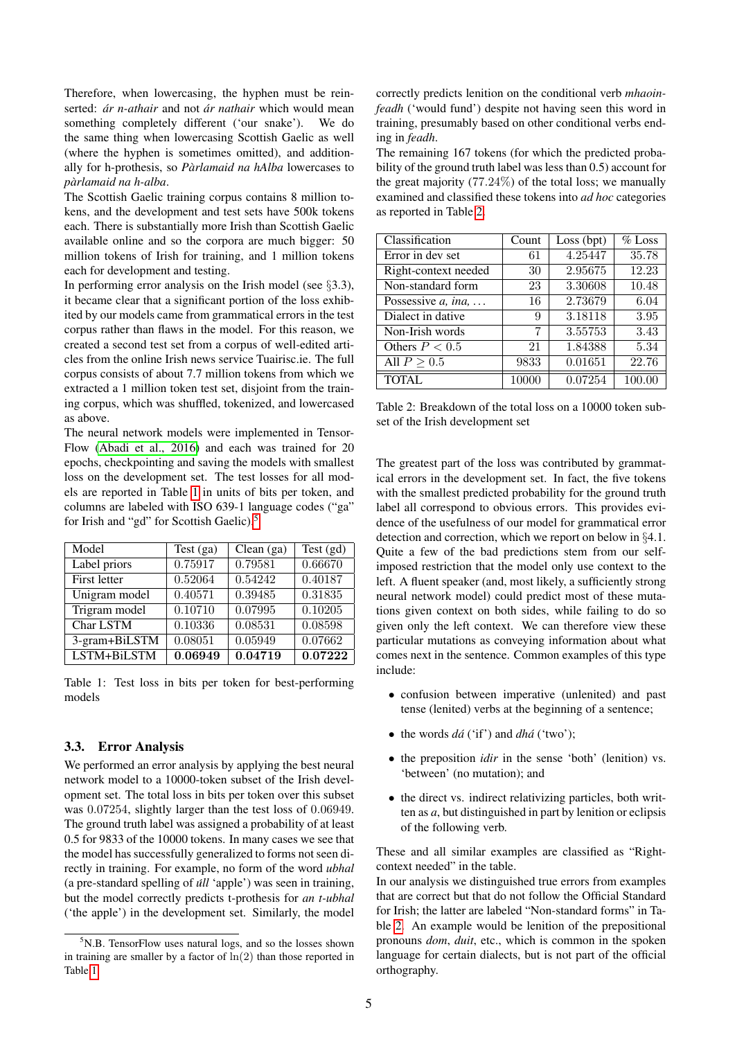Therefore, when lowercasing, the hyphen must be reinserted: *ár n-athair* and not *ár nathair* which would mean something completely different ('our snake'). We do the same thing when lowercasing Scottish Gaelic as well (where the hyphen is sometimes omitted), and additionally for h-prothesis, so *Pàrlamaid na hAlba* lowercases to *pàrlamaid na h-alba*.

The Scottish Gaelic training corpus contains 8 million tokens, and the development and test sets have 500k tokens each. There is substantially more Irish than Scottish Gaelic available online and so the corpora are much bigger: 50 million tokens of Irish for training, and 1 million tokens each for development and testing.

In performing error analysis on the Irish model (see §3.3), it became clear that a significant portion of the loss exhibited by our models came from grammatical errors in the test corpus rather than flaws in the model. For this reason, we created a second test set from a corpus of well-edited articles from the online Irish news service Tuairisc.ie. The full corpus consists of about 7.7 million tokens from which we extracted a 1 million token test set, disjoint from the training corpus, which was shuffled, tokenized, and lowercased as above.

The neural network models were implemented in TensorFlow (Abadi et al., 2016) and each was trained for 20 epochs, checkpointing and saving the models with smallest loss on the development set. The test losses for all models are reported in Table 1 in units of bits per token, and columns are labeled with ISO 639-1 language codes ("ga" for Irish and "gd" for Scottish Gaelic).[5]

| Model | Test (ga) | Clean (ga) | Test (gd) |
|---|---|---|---|
| Label priors | 0.75917 | 0.79581 | 0.66670 |
| First letter | 0.52064 | 0.54242 | 0.40187 |
| Unigram model | 0.40571 | 0.39485 | 0.31835 |
| Trigram model | 0.10710 | 0.07995 | 0.10205 |
| Char LSTM | 0.10336 | 0.08531 | 0.08598 |
| 3-gram+BiLSTM | 0.08051 | 0.05949 | 0.07662 |
| LSTM+BiLSTM | **0.06949** | **0.04719** | **0.07222** |

Table 1: Test loss in bits per token for best-performing models

### 3.3. Error Analysis

We performed an error analysis by applying the best neural network model to a 10000-token subset of the Irish development set. The total loss in bits per token over this subset was 0.07254, slightly larger than the test loss of 0.06949. The ground truth label was assigned a probability of at least 0.5 for 9833 of the 10000 tokens. In many cases we see that the model has successfully generalized to forms not seen directly in training. For example, no form of the word *ubhal* (a pre-standard spelling of *úll* 'apple') was seen in training, but the model correctly predicts t-prothesis for *an t-ubhal* ('the apple') in the development set. Similarly, the model correctly predicts lenition on the conditional verb *mhaoinfeadh* ('would fund') despite not having seen this word in training, presumably based on other conditional verbs ending in *feadh*.

The remaining 167 tokens (for which the predicted probability of the ground truth label was less than 0.5) account for the great majority (77.24%) of the total loss; we manually examined and classified these tokens into *ad hoc* categories as reported in Table 2.

| Classification | Count | Loss (bpt) | % Loss |
|---|---|---|---|
| Error in dev set | 61 | 4.25447 | 35.78 |
| Right-context needed | 30 | 2.95675 | 12.23 |
| Non-standard form | 23 | 3.30608 | 10.48 |
| Possessive *a, ina, …* | 16 | 2.73679 | 6.04 |
| Dialect in dative | 9 | 3.18118 | 3.95 |
| Non-Irish words | 7 | 3.55753 | 3.43 |
| Others $P < 0.5$ | 21 | 1.84388 | 5.34 |
| All $P \geq 0.5$ | 9833 | 0.01651 | 22.76 |
| TOTAL | 10000 | 0.07254 | 100.00 |

Table 2: Breakdown of the total loss on a 10000 token subset of the Irish development set

The greatest part of the loss was contributed by grammatical errors in the development set. In fact, the five tokens with the smallest predicted probability for the ground truth label all correspond to obvious errors. This provides evidence of the usefulness of our model for grammatical error detection and correction, which we report on below in §4.1. Quite a few of the bad predictions stem from our self-imposed restriction that the model only use context to the left. A fluent speaker (and, most likely, a sufficiently strong neural network model) could predict most of these mutations given context on both sides, while failing to do so given only the left context. We can therefore view these particular mutations as conveying information about what comes next in the sentence. Common examples of this type include:

- confusion between imperative (unlenited) and past tense (lenited) verbs at the beginning of a sentence;
- the words *dá* ('if') and *dhá* ('two');
- the preposition *idir* in the sense 'both' (lenition) vs. 'between' (no mutation); and
- the direct vs. indirect relativizing particles, both written as *a*, but distinguished in part by lenition or eclipsis of the following verb.

These and all similar examples are classified as "Right-context needed" in the table.

In our analysis we distinguished true errors from examples that are correct but that do not follow the Official Standard for Irish; the latter are labeled "Non-standard forms" in Table 2. An example would be lenition of the prepositional pronouns *dom*, *duit*, etc., which is common in the spoken language for certain dialects, but is not part of the official orthography.

[5] N.B. TensorFlow uses natural logs, and so the losses shown in training are smaller by a factor of $\ln(2)$ than those reported in Table 1.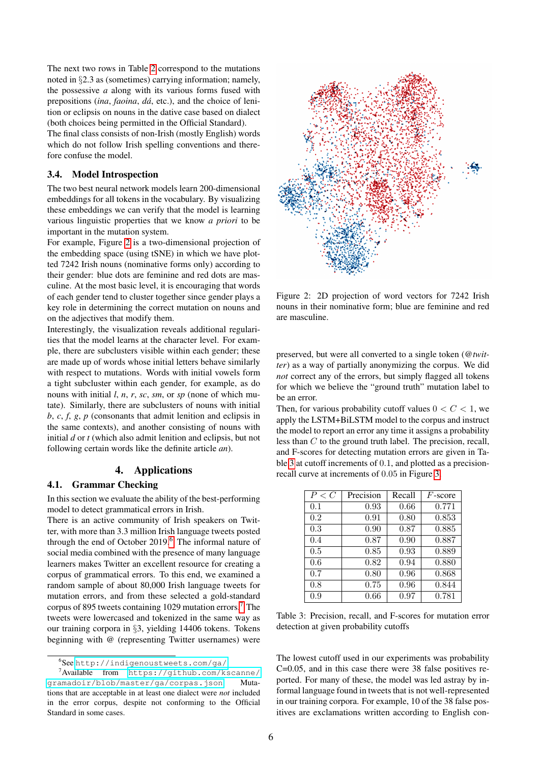The next two rows in Table 2 correspond to the mutations noted in §2.3 as (sometimes) carrying information; namely, the possessive *a* along with its various forms fused with prepositions (*ina*, *faoina*, *dá*, etc.), and the choice of lenition or eclipsis on nouns in the dative case based on dialect (both choices being permitted in the Official Standard). The final class consists of non-Irish (mostly English) words which do not follow Irish spelling conventions and therefore confuse the model.

### 3.4. Model Introspection

The two best neural network models learn 200-dimensional embeddings for all tokens in the vocabulary. By visualizing these embeddings we can verify that the model is learning various linguistic properties that we know *a priori* to be important in the mutation system.

For example, Figure 2 is a two-dimensional projection of the embedding space (using tSNE) in which we have plotted 7242 Irish nouns (nominative forms only) according to their gender: blue dots are feminine and red dots are masculine. At the most basic level, it is encouraging that words of each gender tend to cluster together since gender plays a key role in determining the correct mutation on nouns and on the adjectives that modify them.

Interestingly, the visualization reveals additional regularities that the model learns at the character level. For example, there are subclusters visible within each gender; these are made up of words whose initial letters behave similarly with respect to mutations. Words with initial vowels form a tight subcluster within each gender, for example, as do nouns with initial *l*, *n*, *r*, *sc*, *sm*, or *sp* (none of which mutate). Similarly, there are subclusters of nouns with initial *b*, *c*, *f*, *g*, *p* (consonants that admit lenition and eclipsis in the same contexts), and another consisting of nouns with initial *d* or *t* (which also admit lenition and eclipsis, but not following certain words like the definite article *an*).

Figure 2: 2D projection of word vectors for 7242 Irish nouns in their nominative form; blue are feminine and red are masculine.

## 4. Applications

### 4.1. Grammar Checking

In this section we evaluate the ability of the best-performing model to detect grammatical errors in Irish.

There is an active community of Irish speakers on Twitter, with more than 3.3 million Irish language tweets posted through the end of October 2019.[6] The informal nature of social media combined with the presence of many language learners makes Twitter an excellent resource for creating a corpus of grammatical errors. To this end, we examined a random sample of about 80,000 Irish language tweets for mutation errors, and from these selected a gold-standard corpus of 895 tweets containing 1029 mutation errors.[7] The tweets were lowercased and tokenized in the same way as our training corpora in §3, yielding 14406 tokens. Tokens beginning with @ (representing Twitter usernames) were preserved, but were all converted to a single token (*@twitter*) as a way of partially anonymizing the corpus. We did *not* correct any of the errors, but simply flagged all tokens for which we believe the "ground truth" mutation label to be an error.

Then, for various probability cutoff values $0 < C < 1$, we apply the LSTM+BiLSTM model to the corpus and instruct the model to report an error any time it assigns a probability less than $C$ to the ground truth label. The precision, recall, and F-scores for detecting mutation errors are given in Table 3 at cutoff increments of 0.1, and plotted as a precision-recall curve at increments of 0.05 in Figure 3.

| $P < C$ | Precision | Recall | $F$-score |
|---|---|---|---|
| 0.1 | 0.93 | 0.66 | 0.771 |
| 0.2 | 0.91 | 0.80 | 0.853 |
| 0.3 | 0.90 | 0.87 | 0.885 |
| 0.4 | 0.87 | 0.90 | 0.887 |
| 0.5 | 0.85 | 0.93 | 0.889 |
| 0.6 | 0.82 | 0.94 | 0.880 |
| 0.7 | 0.80 | 0.96 | 0.868 |
| 0.8 | 0.75 | 0.96 | 0.844 |
| 0.9 | 0.66 | 0.97 | 0.781 |

Table 3: Precision, recall, and F-scores for mutation error detection at given probability cutoffs

The lowest cutoff used in our experiments was probability C=0.05, and in this case there were 38 false positives reported. For many of these, the model was led astray by informal language found in tweets that is not well-represented in our training corpora. For example, 10 of the 38 false positives are exclamations written according to English con-

---

[6] See http://indigenoustweets.com/ga/

[7] Available from https://github.com/kscanne/gramadoir/blob/master/ga/corpas.json Mutations that are acceptable in at least one dialect were *not* included in the error corpus, despite not conforming to the Official Standard in some cases.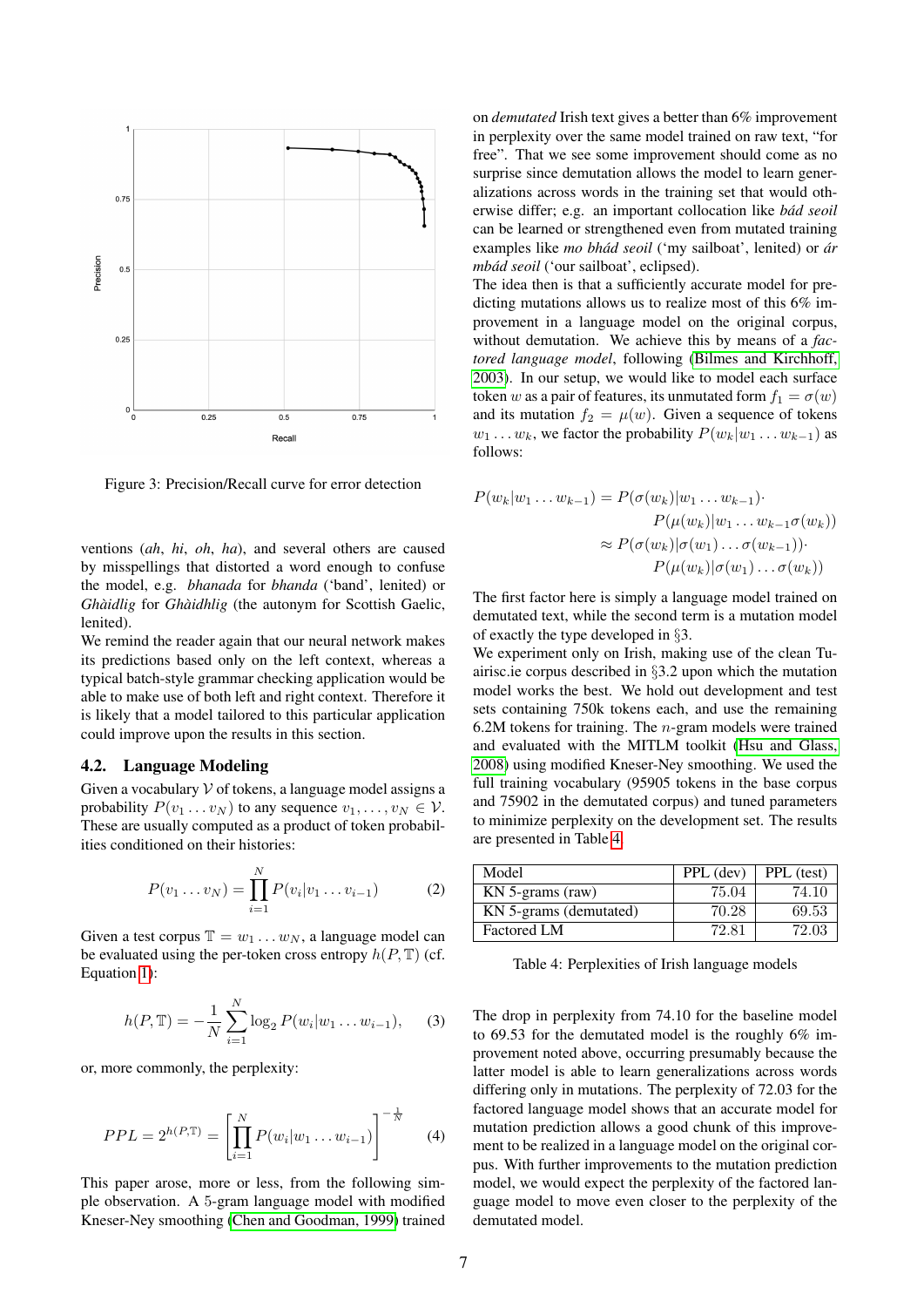Figure 3: Precision/Recall curve for error detection

ventions (*ah*, *hi*, *oh*, *ha*), and several others are caused by misspellings that distorted a word enough to confuse the model, e.g. *bhanada* for *bhanda* ('band', lenited) or *Ghàidlig* for *Ghàidhlig* (the autonym for Scottish Gaelic, lenited).

We remind the reader again that our neural network makes its predictions based only on the left context, whereas a typical batch-style grammar checking application would be able to make use of both left and right context. Therefore it is likely that a model tailored to this particular application could improve upon the results in this section.

## 4.2. Language Modeling

Given a vocabulary $\mathcal{V}$ of tokens, a language model assigns a probability $P(v_1 \dots v_N)$ to any sequence $v_1, \dots, v_N \in \mathcal{V}$. These are usually computed as a product of token probabilities conditioned on their histories:

$$P(v_1 \dots v_N) = \prod_{i=1}^{N} P(v_i | v_1 \dots v_{i-1}) \tag{2}$$

Given a test corpus $\mathbb{T} = w_1 \dots w_N$, a language model can be evaluated using the per-token cross entropy $h(P, \mathbb{T})$ (cf. Equation 1):

$$h(P, \mathbb{T}) = -\frac{1}{N} \sum_{i=1}^{N} \log_2 P(w_i | w_1 \dots w_{i-1}), \tag{3}$$

or, more commonly, the perplexity:

$$PPL = 2^{h(P,\mathbb{T})} = \left[ \prod_{i=1}^{N} P(w_i | w_1 \dots w_{i-1}) \right]^{-\frac{1}{N}} \tag{4}$$

This paper arose, more or less, from the following simple observation. A 5-gram language model with modified Kneser-Ney smoothing (Chen and Goodman, 1999) trained on *demutated* Irish text gives a better than 6% improvement in perplexity over the same model trained on raw text, "for free". That we see some improvement should come as no surprise since demutation allows the model to learn generalizations across words in the training set that would otherwise differ; e.g. an important collocation like *bád seoil* can be learned or strengthened even from mutated training examples like *mo bhád seoil* ('my sailboat', lenited) or *ár mbád seoil* ('our sailboat', eclipsed).

The idea then is that a sufficiently accurate model for predicting mutations allows us to realize most of this 6% improvement in a language model on the original corpus, without demutation. We achieve this by means of a *factored language model*, following (Bilmes and Kirchhoff, 2003). In our setup, we would like to model each surface token $w$ as a pair of features, its unmutated form $f_1 = \sigma(w)$ and its mutation $f_2 = \mu(w)$. Given a sequence of tokens $w_1 \dots w_k$, we factor the probability $P(w_k | w_1 \dots w_{k-1})$ as follows:

$$\begin{aligned} P(w_k | w_1 \dots w_{k-1}) &= P(\sigma(w_k) | w_1 \dots w_{k-1}) \cdot \\ &\quad P(\mu(w_k) | w_1 \dots w_{k-1} \sigma(w_k)) \\ &\approx P(\sigma(w_k) | \sigma(w_1) \dots \sigma(w_{k-1})) \cdot \\ &\quad P(\mu(w_k) | \sigma(w_1) \dots \sigma(w_k)) \end{aligned}$$

The first factor here is simply a language model trained on demutated text, while the second term is a mutation model of exactly the type developed in §3.

We experiment only on Irish, making use of the clean Tuairisc.ie corpus described in §3.2 upon which the mutation model works the best. We hold out development and test sets containing 750k tokens each, and use the remaining 6.2M tokens for training. The $n$-gram models were trained and evaluated with the MITLM toolkit (Hsu and Glass, 2008) using modified Kneser-Ney smoothing. We used the full training vocabulary (95905 tokens in the base corpus and 75902 in the demutated corpus) and tuned parameters to minimize perplexity on the development set. The results are presented in Table 4.

| Model | PPL (dev) | PPL (test) |
|---|---|---|
| KN 5-grams (raw) | 75.04 | 74.10 |
| KN 5-grams (demutated) | 70.28 | 69.53 |
| Factored LM | 72.81 | 72.03 |

Table 4: Perplexities of Irish language models

The drop in perplexity from 74.10 for the baseline model to 69.53 for the demutated model is the roughly 6% improvement noted above, occurring presumably because the latter model is able to learn generalizations across words differing only in mutations. The perplexity of 72.03 for the factored language model shows that an accurate model for mutation prediction allows a good chunk of this improvement to be realized in a language model on the original corpus. With further improvements to the mutation prediction model, we would expect the perplexity of the factored language model to move even closer to the perplexity of the demutated model.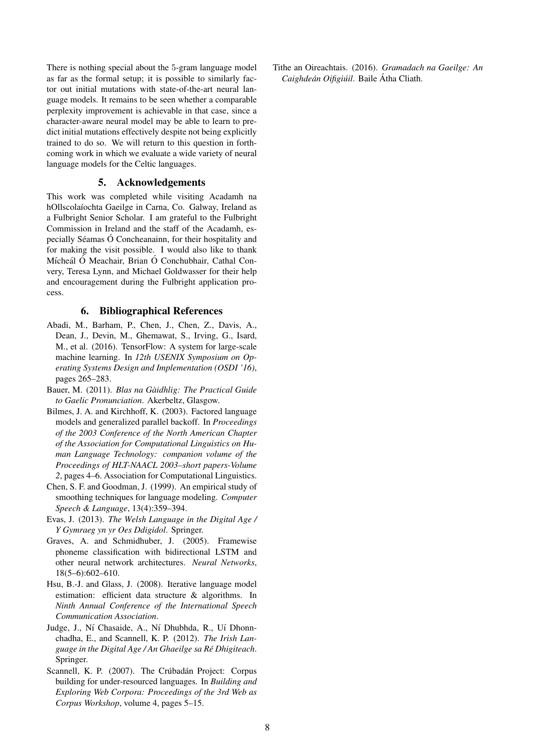There is nothing special about the 5-gram language model as far as the formal setup; it is possible to similarly factor out initial mutations with state-of-the-art neural language models. It remains to be seen whether a comparable perplexity improvement is achievable in that case, since a character-aware neural model may be able to learn to predict initial mutations effectively despite not being explicitly trained to do so. We will return to this question in forthcoming work in which we evaluate a wide variety of neural language models for the Celtic languages.

## 5. Acknowledgements

This work was completed while visiting Acadamh na hOllscolaíochta Gaeilge in Carna, Co. Galway, Ireland as a Fulbright Senior Scholar. I am grateful to the Fulbright Commission in Ireland and the staff of the Acadamh, especially Séamas Ó Concheanainn, for their hospitality and for making the visit possible. I would also like to thank Mícheál Ó Meachair, Brian Ó Conchubhair, Cathal Convery, Teresa Lynn, and Michael Goldwasser for their help and encouragement during the Fulbright application process.

## 6. Bibliographical References

Abadi, M., Barham, P., Chen, J., Chen, Z., Davis, A., Dean, J., Devin, M., Ghemawat, S., Irving, G., Isard, M., et al. (2016). TensorFlow: A system for large-scale machine learning. In *12th USENIX Symposium on Operating Systems Design and Implementation (OSDI '16)*, pages 265–283.

Bauer, M. (2011). *Blas na Gàidhlig: The Practical Guide to Gaelic Pronunciation*. Akerbeltz, Glasgow.

Bilmes, J. A. and Kirchhoff, K. (2003). Factored language models and generalized parallel backoff. In *Proceedings of the 2003 Conference of the North American Chapter of the Association for Computational Linguistics on Human Language Technology: companion volume of the Proceedings of HLT-NAACL 2003–short papers-Volume 2*, pages 4–6. Association for Computational Linguistics.

Chen, S. F. and Goodman, J. (1999). An empirical study of smoothing techniques for language modeling. *Computer Speech & Language*, 13(4):359–394.

Evas, J. (2013). *The Welsh Language in the Digital Age / Y Gymraeg yn yr Oes Ddigidol*. Springer.

Graves, A. and Schmidhuber, J. (2005). Framewise phoneme classification with bidirectional LSTM and other neural network architectures. *Neural Networks*, 18(5–6):602–610.

Hsu, B.-J. and Glass, J. (2008). Iterative language model estimation: efficient data structure & algorithms. In *Ninth Annual Conference of the International Speech Communication Association*.

Judge, J., Ní Chasaide, A., Ní Dhubhda, R., Uí Dhonnchadha, E., and Scannell, K. P. (2012). *The Irish Language in the Digital Age / An Ghaeilge sa Ré Dhigiteach*. Springer.

Scannell, K. P. (2007). The Crúbadán Project: Corpus building for under-resourced languages. In *Building and Exploring Web Corpora: Proceedings of the 3rd Web as Corpus Workshop*, volume 4, pages 5–15.

Tithe an Oireachtais. (2016). *Gramadach na Gaeilge: An Caighdeán Oifigiúil*. Baile Átha Cliath.